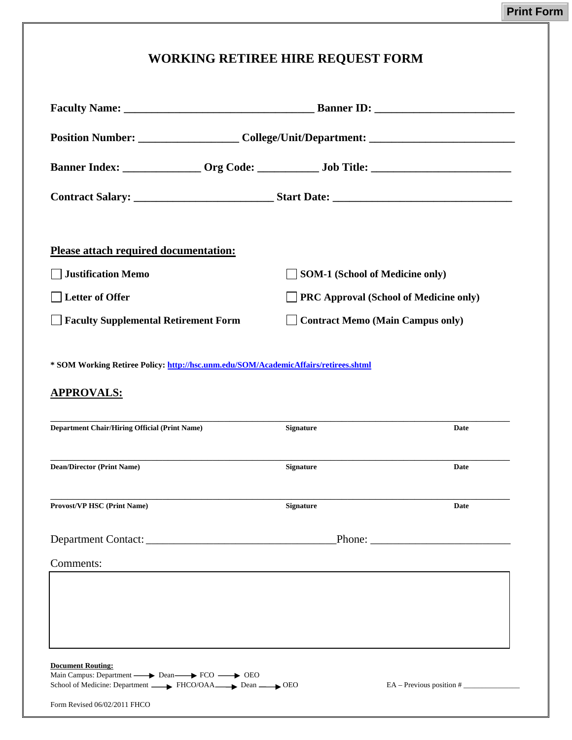Print Form

# WORKING RETIREE HIRE REQUEST FORM

**Faculty Name:** ________________________________ **Banner ID:** _______________________

**Position Number:** ________________ **College/Unit/Department:** ________________________

**Banner Index:** _____________ **Org Code:** __________ **Job Title:** _______________________

**Contract Salary:** _______________________ **Start Date:** ______________________________

**Please attach required documentation:**

- [ ] **Justification Memo**
- [ ] **SOM-1 (School of Medicine only)**
- [ ] **Letter of Offer**
- [ ] **PRC Approval (School of Medicine only)**
- [ ] **Faculty Supplemental Retirement Form**
- [ ] **Contract Memo (Main Campus only)**

**\* SOM Working Retiree Policy:** http://hsc.unm.edu/SOM/AcademicAffairs/retirees.shtml

## APPROVALS:

| Department Chair/Hiring Official (Print Name) | Signature | Date |
|---|---|---|
| Dean/Director (Print Name) | Signature | Date |
| Provost/VP HSC (Print Name) | Signature | Date |

Department Contact: _________________________________ Phone: _______________________

Comments:

**Document Routing:**
Main Campus: Department → Dean → FCO → OEO
School of Medicine: Department → FHCO/OAA → Dean → OEO

EA – Previous position # ______________

Form Revised 06/02/2011 FHCO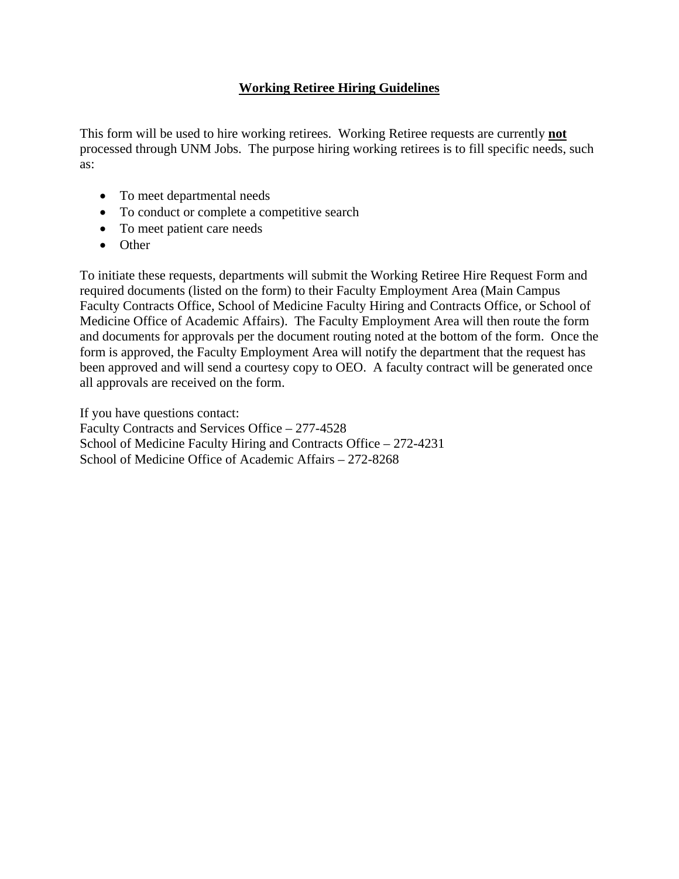# **Working Retiree Hiring Guidelines**

This form will be used to hire working retirees. Working Retiree requests are currently **not** processed through UNM Jobs. The purpose hiring working retirees is to fill specific needs, such as:

- To meet departmental needs
- To conduct or complete a competitive search
- To meet patient care needs
- Other

To initiate these requests, departments will submit the Working Retiree Hire Request Form and required documents (listed on the form) to their Faculty Employment Area (Main Campus Faculty Contracts Office, School of Medicine Faculty Hiring and Contracts Office, or School of Medicine Office of Academic Affairs). The Faculty Employment Area will then route the form and documents for approvals per the document routing noted at the bottom of the form. Once the form is approved, the Faculty Employment Area will notify the department that the request has been approved and will send a courtesy copy to OEO. A faculty contract will be generated once all approvals are received on the form.

If you have questions contact:
Faculty Contracts and Services Office – 277-4528
School of Medicine Faculty Hiring and Contracts Office – 272-4231
School of Medicine Office of Academic Affairs – 272-8268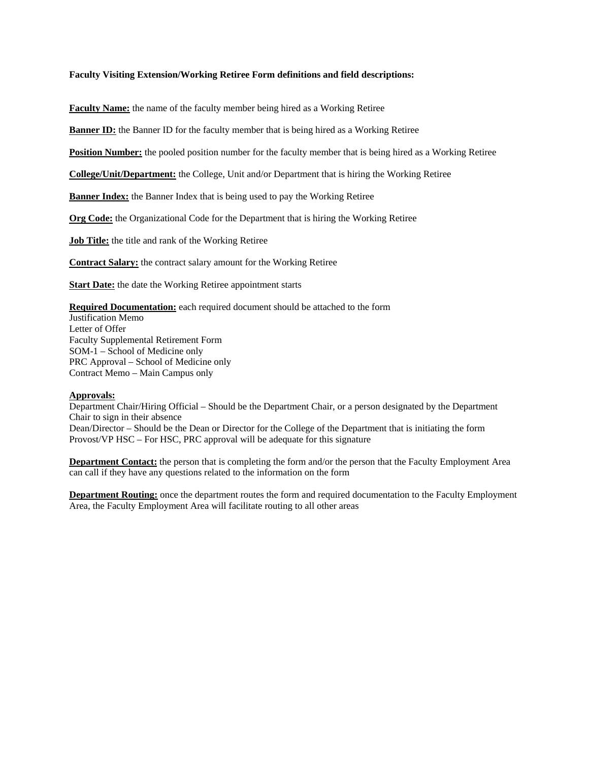**Faculty Visiting Extension/Working Retiree Form definitions and field descriptions:**

**Faculty Name:** the name of the faculty member being hired as a Working Retiree

**Banner ID:** the Banner ID for the faculty member that is being hired as a Working Retiree

**Position Number:** the pooled position number for the faculty member that is being hired as a Working Retiree

**College/Unit/Department:** the College, Unit and/or Department that is hiring the Working Retiree

**Banner Index:** the Banner Index that is being used to pay the Working Retiree

**Org Code:** the Organizational Code for the Department that is hiring the Working Retiree

**Job Title:** the title and rank of the Working Retiree

**Contract Salary:** the contract salary amount for the Working Retiree

**Start Date:** the date the Working Retiree appointment starts

**Required Documentation:** each required document should be attached to the form
Justification Memo
Letter of Offer
Faculty Supplemental Retirement Form
SOM-1 – School of Medicine only
PRC Approval – School of Medicine only
Contract Memo – Main Campus only

**Approvals:**
Department Chair/Hiring Official – Should be the Department Chair, or a person designated by the Department Chair to sign in their absence
Dean/Director – Should be the Dean or Director for the College of the Department that is initiating the form
Provost/VP HSC – For HSC, PRC approval will be adequate for this signature

**Department Contact:** the person that is completing the form and/or the person that the Faculty Employment Area can call if they have any questions related to the information on the form

**Department Routing:** once the department routes the form and required documentation to the Faculty Employment Area, the Faculty Employment Area will facilitate routing to all other areas